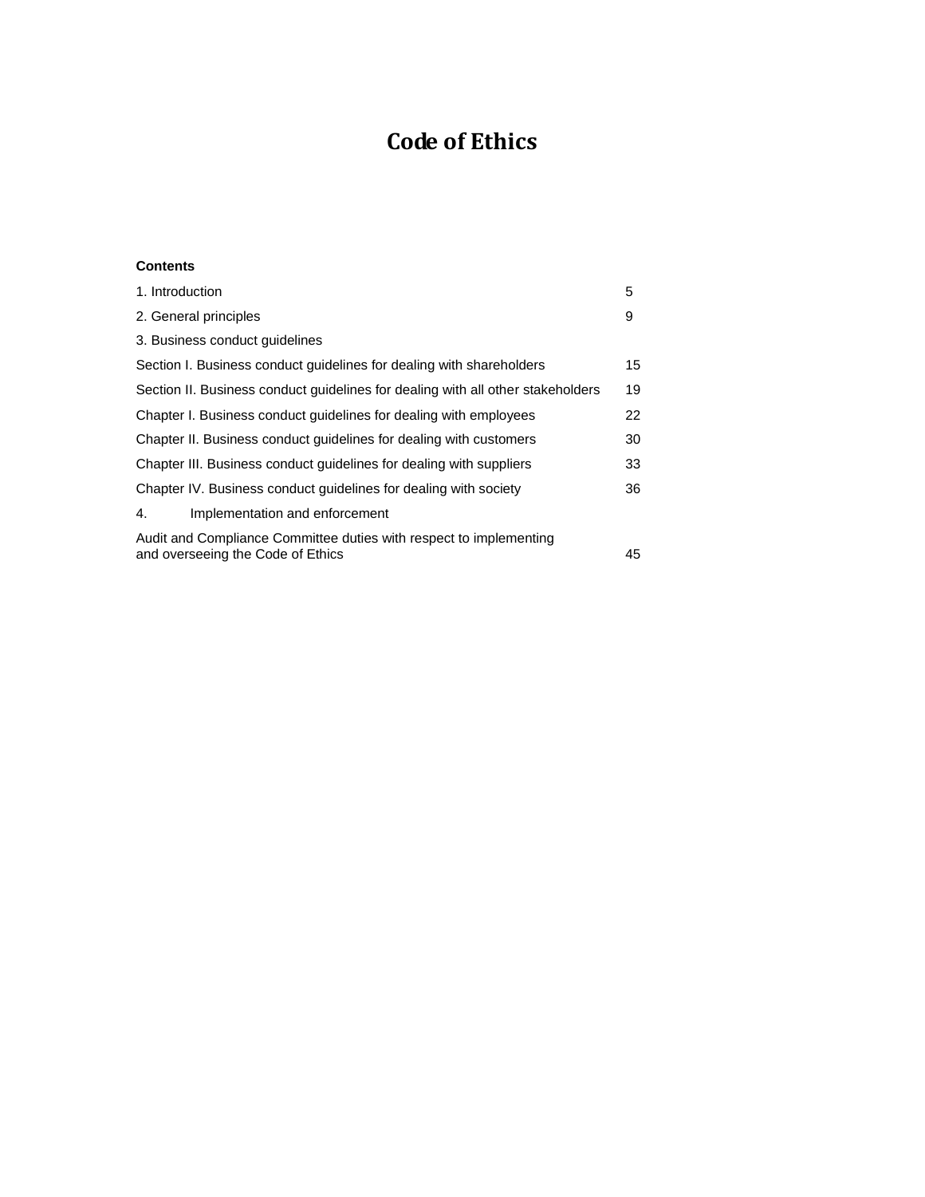# Code of Ethics

**Contents**

| | |
|---|---|
| 1. Introduction | 5 |
| 2. General principles | 9 |
| 3. Business conduct guidelines | |
| Section I. Business conduct guidelines for dealing with shareholders | 15 |
| Section II. Business conduct guidelines for dealing with all other stakeholders | 19 |
| Chapter I. Business conduct guidelines for dealing with employees | 22 |
| Chapter II. Business conduct guidelines for dealing with customers | 30 |
| Chapter III. Business conduct guidelines for dealing with suppliers | 33 |
| Chapter IV. Business conduct guidelines for dealing with society | 36 |
| 4. Implementation and enforcement | |
| Audit and Compliance Committee duties with respect to implementing and overseeing the Code of Ethics | 45 |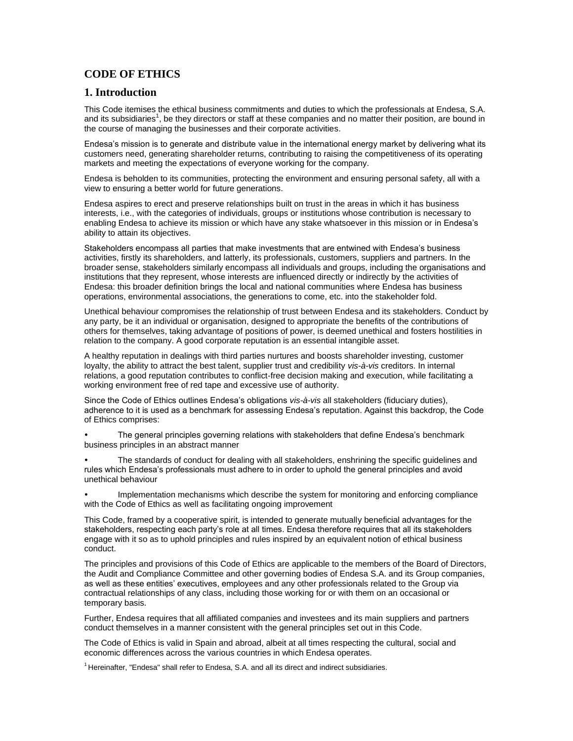# CODE OF ETHICS

## 1. Introduction

This Code itemises the ethical business commitments and duties to which the professionals at Endesa, S.A. and its subsidiaries[1], be they directors or staff at these companies and no matter their position, are bound in the course of managing the businesses and their corporate activities.

Endesa's mission is to generate and distribute value in the international energy market by delivering what its customers need, generating shareholder returns, contributing to raising the competitiveness of its operating markets and meeting the expectations of everyone working for the company.

Endesa is beholden to its communities, protecting the environment and ensuring personal safety, all with a view to ensuring a better world for future generations.

Endesa aspires to erect and preserve relationships built on trust in the areas in which it has business interests, i.e., with the categories of individuals, groups or institutions whose contribution is necessary to enabling Endesa to achieve its mission or which have any stake whatsoever in this mission or in Endesa's ability to attain its objectives.

Stakeholders encompass all parties that make investments that are entwined with Endesa's business activities, firstly its shareholders, and latterly, its professionals, customers, suppliers and partners. In the broader sense, stakeholders similarly encompass all individuals and groups, including the organisations and institutions that they represent, whose interests are influenced directly or indirectly by the activities of Endesa: this broader definition brings the local and national communities where Endesa has business operations, environmental associations, the generations to come, etc. into the stakeholder fold.

Unethical behaviour compromises the relationship of trust between Endesa and its stakeholders. Conduct by any party, be it an individual or organisation, designed to appropriate the benefits of the contributions of others for themselves, taking advantage of positions of power, is deemed unethical and fosters hostilities in relation to the company. A good corporate reputation is an essential intangible asset.

A healthy reputation in dealings with third parties nurtures and boosts shareholder investing, customer loyalty, the ability to attract the best talent, supplier trust and credibility *vis-à-vis* creditors. In internal relations, a good reputation contributes to conflict-free decision making and execution, while facilitating a working environment free of red tape and excessive use of authority.

Since the Code of Ethics outlines Endesa's obligations *vis-à-vis* all stakeholders (fiduciary duties), adherence to it is used as a benchmark for assessing Endesa's reputation. Against this backdrop, the Code of Ethics comprises:

- The general principles governing relations with stakeholders that define Endesa's benchmark business principles in an abstract manner
- The standards of conduct for dealing with all stakeholders, enshrining the specific guidelines and rules which Endesa's professionals must adhere to in order to uphold the general principles and avoid unethical behaviour
- Implementation mechanisms which describe the system for monitoring and enforcing compliance with the Code of Ethics as well as facilitating ongoing improvement

This Code, framed by a cooperative spirit, is intended to generate mutually beneficial advantages for the stakeholders, respecting each party's role at all times. Endesa therefore requires that all its stakeholders engage with it so as to uphold principles and rules inspired by an equivalent notion of ethical business conduct.

The principles and provisions of this Code of Ethics are applicable to the members of the Board of Directors, the Audit and Compliance Committee and other governing bodies of Endesa S.A. and its Group companies, as well as these entities' executives, employees and any other professionals related to the Group via contractual relationships of any class, including those working for or with them on an occasional or temporary basis.

Further, Endesa requires that all affiliated companies and investees and its main suppliers and partners conduct themselves in a manner consistent with the general principles set out in this Code.

The Code of Ethics is valid in Spain and abroad, albeit at all times respecting the cultural, social and economic differences across the various countries in which Endesa operates.

[1] Hereinafter, "Endesa" shall refer to Endesa, S.A. and all its direct and indirect subsidiaries.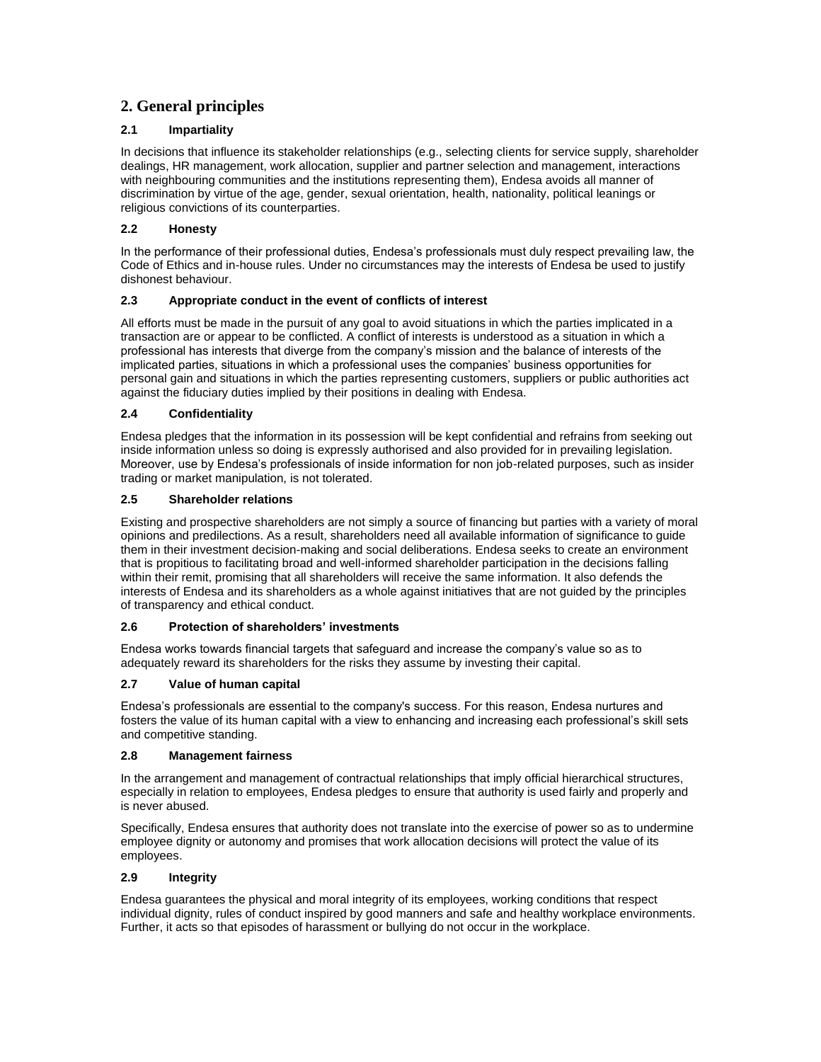## 2. General principles

### 2.1 Impartiality

In decisions that influence its stakeholder relationships (e.g., selecting clients for service supply, shareholder dealings, HR management, work allocation, supplier and partner selection and management, interactions with neighbouring communities and the institutions representing them), Endesa avoids all manner of discrimination by virtue of the age, gender, sexual orientation, health, nationality, political leanings or religious convictions of its counterparties.

### 2.2 Honesty

In the performance of their professional duties, Endesa's professionals must duly respect prevailing law, the Code of Ethics and in-house rules. Under no circumstances may the interests of Endesa be used to justify dishonest behaviour.

### 2.3 Appropriate conduct in the event of conflicts of interest

All efforts must be made in the pursuit of any goal to avoid situations in which the parties implicated in a transaction are or appear to be conflicted. A conflict of interests is understood as a situation in which a professional has interests that diverge from the company's mission and the balance of interests of the implicated parties, situations in which a professional uses the companies' business opportunities for personal gain and situations in which the parties representing customers, suppliers or public authorities act against the fiduciary duties implied by their positions in dealing with Endesa.

### 2.4 Confidentiality

Endesa pledges that the information in its possession will be kept confidential and refrains from seeking out inside information unless so doing is expressly authorised and also provided for in prevailing legislation. Moreover, use by Endesa's professionals of inside information for non job-related purposes, such as insider trading or market manipulation, is not tolerated.

### 2.5 Shareholder relations

Existing and prospective shareholders are not simply a source of financing but parties with a variety of moral opinions and predilections. As a result, shareholders need all available information of significance to guide them in their investment decision-making and social deliberations. Endesa seeks to create an environment that is propitious to facilitating broad and well-informed shareholder participation in the decisions falling within their remit, promising that all shareholders will receive the same information. It also defends the interests of Endesa and its shareholders as a whole against initiatives that are not guided by the principles of transparency and ethical conduct.

### 2.6 Protection of shareholders' investments

Endesa works towards financial targets that safeguard and increase the company's value so as to adequately reward its shareholders for the risks they assume by investing their capital.

### 2.7 Value of human capital

Endesa's professionals are essential to the company's success. For this reason, Endesa nurtures and fosters the value of its human capital with a view to enhancing and increasing each professional's skill sets and competitive standing.

### 2.8 Management fairness

In the arrangement and management of contractual relationships that imply official hierarchical structures, especially in relation to employees, Endesa pledges to ensure that authority is used fairly and properly and is never abused.

Specifically, Endesa ensures that authority does not translate into the exercise of power so as to undermine employee dignity or autonomy and promises that work allocation decisions will protect the value of its employees.

### 2.9 Integrity

Endesa guarantees the physical and moral integrity of its employees, working conditions that respect individual dignity, rules of conduct inspired by good manners and safe and healthy workplace environments. Further, it acts so that episodes of harassment or bullying do not occur in the workplace.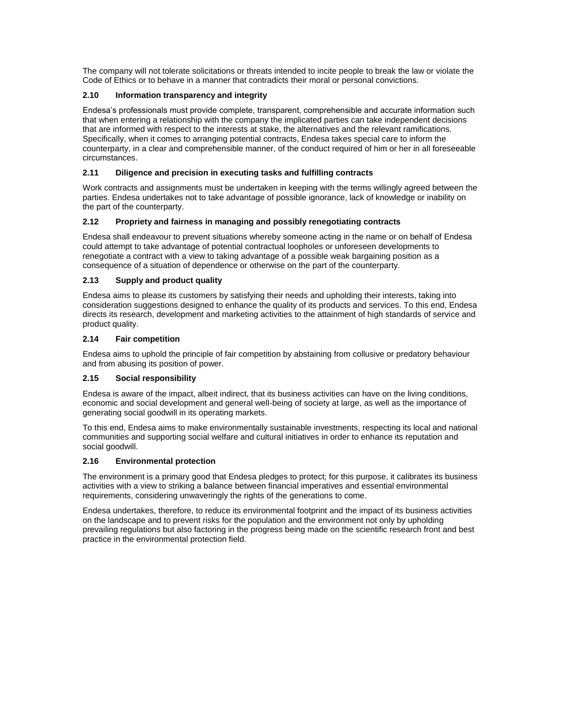The company will not tolerate solicitations or threats intended to incite people to break the law or violate the Code of Ethics or to behave in a manner that contradicts their moral or personal convictions.

### 2.10 Information transparency and integrity

Endesa's professionals must provide complete, transparent, comprehensible and accurate information such that when entering a relationship with the company the implicated parties can take independent decisions that are informed with respect to the interests at stake, the alternatives and the relevant ramifications. Specifically, when it comes to arranging potential contracts, Endesa takes special care to inform the counterparty, in a clear and comprehensible manner, of the conduct required of him or her in all foreseeable circumstances.

### 2.11 Diligence and precision in executing tasks and fulfilling contracts

Work contracts and assignments must be undertaken in keeping with the terms willingly agreed between the parties. Endesa undertakes not to take advantage of possible ignorance, lack of knowledge or inability on the part of the counterparty.

### 2.12 Propriety and fairness in managing and possibly renegotiating contracts

Endesa shall endeavour to prevent situations whereby someone acting in the name or on behalf of Endesa could attempt to take advantage of potential contractual loopholes or unforeseen developments to renegotiate a contract with a view to taking advantage of a possible weak bargaining position as a consequence of a situation of dependence or otherwise on the part of the counterparty.

### 2.13 Supply and product quality

Endesa aims to please its customers by satisfying their needs and upholding their interests, taking into consideration suggestions designed to enhance the quality of its products and services. To this end, Endesa directs its research, development and marketing activities to the attainment of high standards of service and product quality.

### 2.14 Fair competition

Endesa aims to uphold the principle of fair competition by abstaining from collusive or predatory behaviour and from abusing its position of power.

### 2.15 Social responsibility

Endesa is aware of the impact, albeit indirect, that its business activities can have on the living conditions, economic and social development and general well-being of society at large, as well as the importance of generating social goodwill in its operating markets.

To this end, Endesa aims to make environmentally sustainable investments, respecting its local and national communities and supporting social welfare and cultural initiatives in order to enhance its reputation and social goodwill.

### 2.16 Environmental protection

The environment is a primary good that Endesa pledges to protect; for this purpose, it calibrates its business activities with a view to striking a balance between financial imperatives and essential environmental requirements, considering unwaveringly the rights of the generations to come.

Endesa undertakes, therefore, to reduce its environmental footprint and the impact of its business activities on the landscape and to prevent risks for the population and the environment not only by upholding prevailing regulations but also factoring in the progress being made on the scientific research front and best practice in the environmental protection field.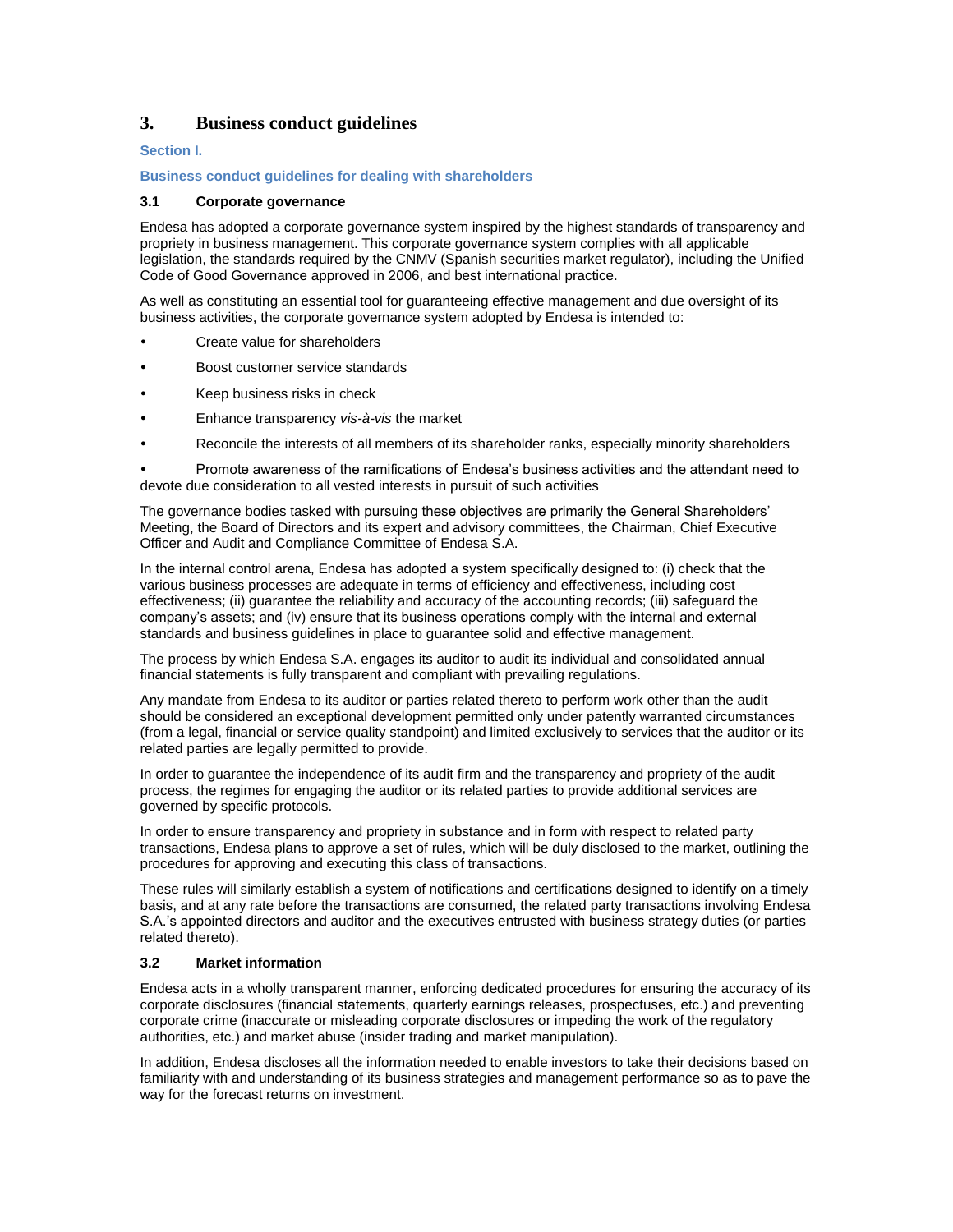## 3. Business conduct guidelines

**Section I.**

**Business conduct guidelines for dealing with shareholders**

### 3.1 Corporate governance

Endesa has adopted a corporate governance system inspired by the highest standards of transparency and propriety in business management. This corporate governance system complies with all applicable legislation, the standards required by the CNMV (Spanish securities market regulator), including the Unified Code of Good Governance approved in 2006, and best international practice.

As well as constituting an essential tool for guaranteeing effective management and due oversight of its business activities, the corporate governance system adopted by Endesa is intended to:

- Create value for shareholders
- Boost customer service standards
- Keep business risks in check
- Enhance transparency *vis-à-vis* the market
- Reconcile the interests of all members of its shareholder ranks, especially minority shareholders
- Promote awareness of the ramifications of Endesa's business activities and the attendant need to devote due consideration to all vested interests in pursuit of such activities

The governance bodies tasked with pursuing these objectives are primarily the General Shareholders' Meeting, the Board of Directors and its expert and advisory committees, the Chairman, Chief Executive Officer and Audit and Compliance Committee of Endesa S.A.

In the internal control arena, Endesa has adopted a system specifically designed to: (i) check that the various business processes are adequate in terms of efficiency and effectiveness, including cost effectiveness; (ii) guarantee the reliability and accuracy of the accounting records; (iii) safeguard the company's assets; and (iv) ensure that its business operations comply with the internal and external standards and business guidelines in place to guarantee solid and effective management.

The process by which Endesa S.A. engages its auditor to audit its individual and consolidated annual financial statements is fully transparent and compliant with prevailing regulations.

Any mandate from Endesa to its auditor or parties related thereto to perform work other than the audit should be considered an exceptional development permitted only under patently warranted circumstances (from a legal, financial or service quality standpoint) and limited exclusively to services that the auditor or its related parties are legally permitted to provide.

In order to guarantee the independence of its audit firm and the transparency and propriety of the audit process, the regimes for engaging the auditor or its related parties to provide additional services are governed by specific protocols.

In order to ensure transparency and propriety in substance and in form with respect to related party transactions, Endesa plans to approve a set of rules, which will be duly disclosed to the market, outlining the procedures for approving and executing this class of transactions.

These rules will similarly establish a system of notifications and certifications designed to identify on a timely basis, and at any rate before the transactions are consumed, the related party transactions involving Endesa S.A.'s appointed directors and auditor and the executives entrusted with business strategy duties (or parties related thereto).

### 3.2 Market information

Endesa acts in a wholly transparent manner, enforcing dedicated procedures for ensuring the accuracy of its corporate disclosures (financial statements, quarterly earnings releases, prospectuses, etc.) and preventing corporate crime (inaccurate or misleading corporate disclosures or impeding the work of the regulatory authorities, etc.) and market abuse (insider trading and market manipulation).

In addition, Endesa discloses all the information needed to enable investors to take their decisions based on familiarity with and understanding of its business strategies and management performance so as to pave the way for the forecast returns on investment.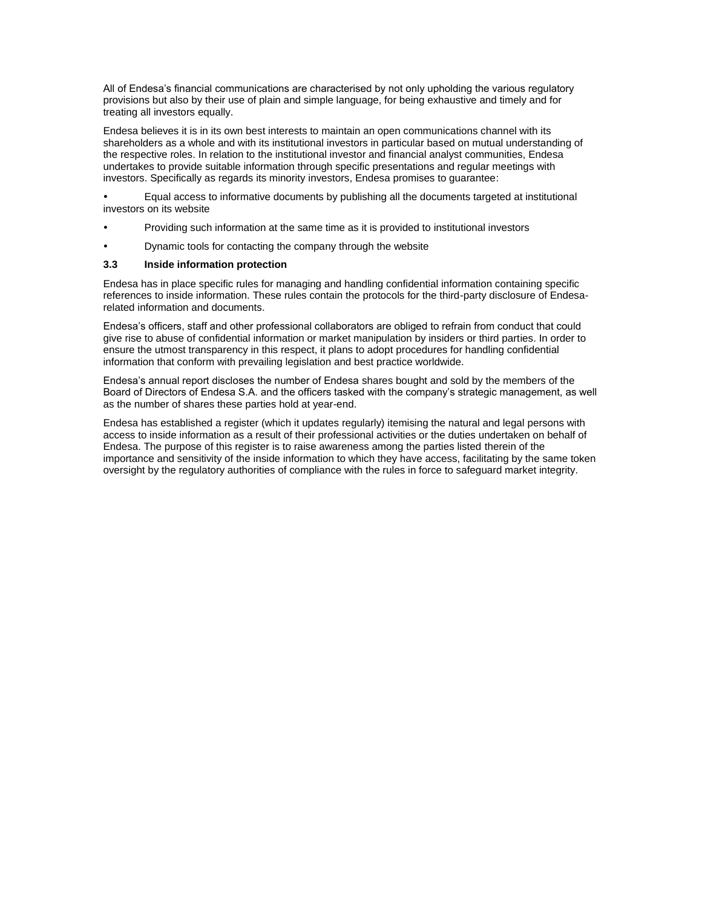All of Endesa's financial communications are characterised by not only upholding the various regulatory provisions but also by their use of plain and simple language, for being exhaustive and timely and for treating all investors equally.

Endesa believes it is in its own best interests to maintain an open communications channel with its shareholders as a whole and with its institutional investors in particular based on mutual understanding of the respective roles. In relation to the institutional investor and financial analyst communities, Endesa undertakes to provide suitable information through specific presentations and regular meetings with investors. Specifically as regards its minority investors, Endesa promises to guarantee:

- Equal access to informative documents by publishing all the documents targeted at institutional investors on its website
- Providing such information at the same time as it is provided to institutional investors
- Dynamic tools for contacting the company through the website

### 3.3 Inside information protection

Endesa has in place specific rules for managing and handling confidential information containing specific references to inside information. These rules contain the protocols for the third-party disclosure of Endesa-related information and documents.

Endesa's officers, staff and other professional collaborators are obliged to refrain from conduct that could give rise to abuse of confidential information or market manipulation by insiders or third parties. In order to ensure the utmost transparency in this respect, it plans to adopt procedures for handling confidential information that conform with prevailing legislation and best practice worldwide.

Endesa's annual report discloses the number of Endesa shares bought and sold by the members of the Board of Directors of Endesa S.A. and the officers tasked with the company's strategic management, as well as the number of shares these parties hold at year-end.

Endesa has established a register (which it updates regularly) itemising the natural and legal persons with access to inside information as a result of their professional activities or the duties undertaken on behalf of Endesa. The purpose of this register is to raise awareness among the parties listed therein of the importance and sensitivity of the inside information to which they have access, facilitating by the same token oversight by the regulatory authorities of compliance with the rules in force to safeguard market integrity.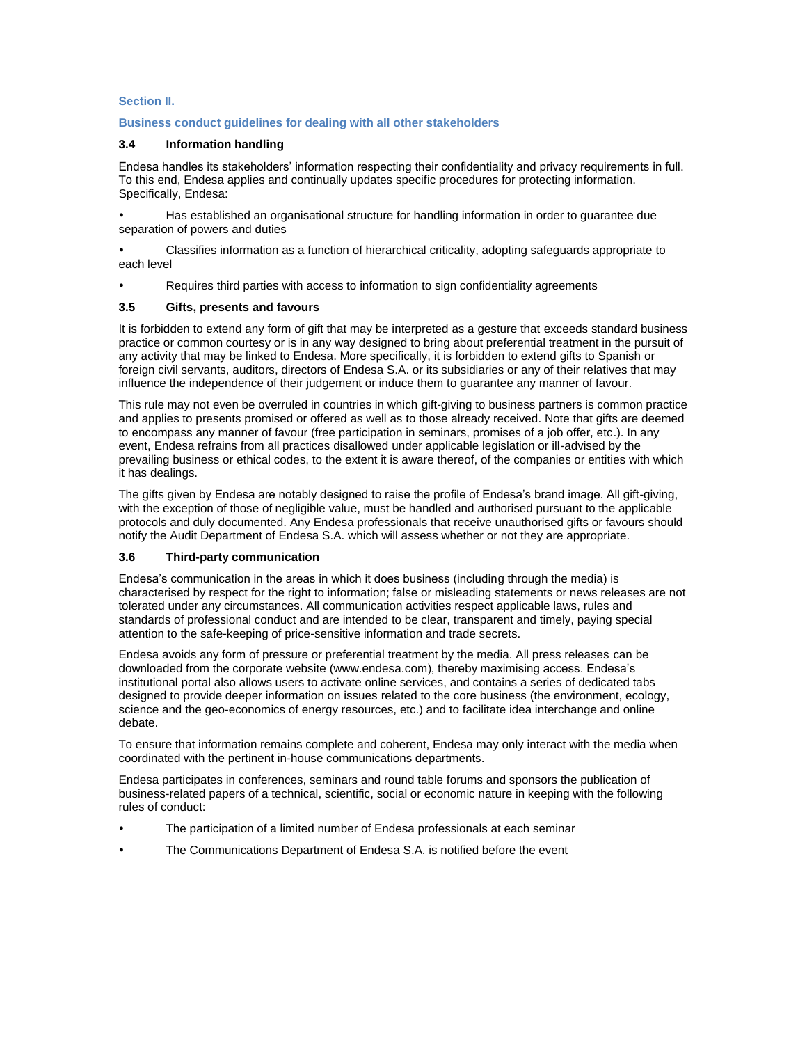### Section II.

### Business conduct guidelines for dealing with all other stakeholders

#### 3.4 Information handling

Endesa handles its stakeholders' information respecting their confidentiality and privacy requirements in full. To this end, Endesa applies and continually updates specific procedures for protecting information. Specifically, Endesa:

- Has established an organisational structure for handling information in order to guarantee due separation of powers and duties
- Classifies information as a function of hierarchical criticality, adopting safeguards appropriate to each level
- Requires third parties with access to information to sign confidentiality agreements

#### 3.5 Gifts, presents and favours

It is forbidden to extend any form of gift that may be interpreted as a gesture that exceeds standard business practice or common courtesy or is in any way designed to bring about preferential treatment in the pursuit of any activity that may be linked to Endesa. More specifically, it is forbidden to extend gifts to Spanish or foreign civil servants, auditors, directors of Endesa S.A. or its subsidiaries or any of their relatives that may influence the independence of their judgement or induce them to guarantee any manner of favour.

This rule may not even be overruled in countries in which gift-giving to business partners is common practice and applies to presents promised or offered as well as to those already received. Note that gifts are deemed to encompass any manner of favour (free participation in seminars, promises of a job offer, etc.). In any event, Endesa refrains from all practices disallowed under applicable legislation or ill-advised by the prevailing business or ethical codes, to the extent it is aware thereof, of the companies or entities with which it has dealings.

The gifts given by Endesa are notably designed to raise the profile of Endesa's brand image. All gift-giving, with the exception of those of negligible value, must be handled and authorised pursuant to the applicable protocols and duly documented. Any Endesa professionals that receive unauthorised gifts or favours should notify the Audit Department of Endesa S.A. which will assess whether or not they are appropriate.

#### 3.6 Third-party communication

Endesa's communication in the areas in which it does business (including through the media) is characterised by respect for the right to information; false or misleading statements or news releases are not tolerated under any circumstances. All communication activities respect applicable laws, rules and standards of professional conduct and are intended to be clear, transparent and timely, paying special attention to the safe-keeping of price-sensitive information and trade secrets.

Endesa avoids any form of pressure or preferential treatment by the media. All press releases can be downloaded from the corporate website (www.endesa.com), thereby maximising access. Endesa's institutional portal also allows users to activate online services, and contains a series of dedicated tabs designed to provide deeper information on issues related to the core business (the environment, ecology, science and the geo-economics of energy resources, etc.) and to facilitate idea interchange and online debate.

To ensure that information remains complete and coherent, Endesa may only interact with the media when coordinated with the pertinent in-house communications departments.

Endesa participates in conferences, seminars and round table forums and sponsors the publication of business-related papers of a technical, scientific, social or economic nature in keeping with the following rules of conduct:

- The participation of a limited number of Endesa professionals at each seminar
- The Communications Department of Endesa S.A. is notified before the event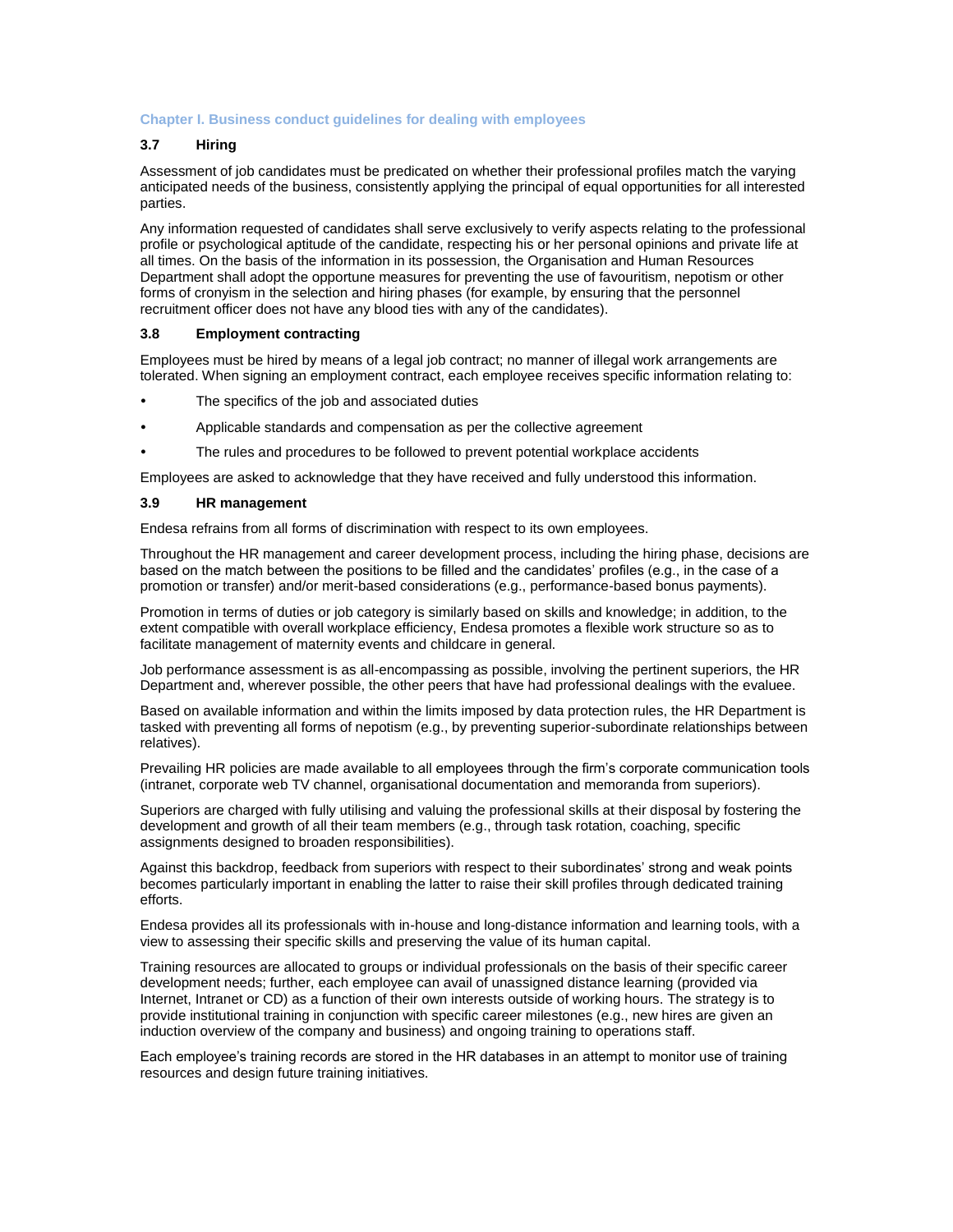**Chapter I. Business conduct guidelines for dealing with employees**

### 3.7 Hiring

Assessment of job candidates must be predicated on whether their professional profiles match the varying anticipated needs of the business, consistently applying the principal of equal opportunities for all interested parties.

Any information requested of candidates shall serve exclusively to verify aspects relating to the professional profile or psychological aptitude of the candidate, respecting his or her personal opinions and private life at all times. On the basis of the information in its possession, the Organisation and Human Resources Department shall adopt the opportune measures for preventing the use of favouritism, nepotism or other forms of cronyism in the selection and hiring phases (for example, by ensuring that the personnel recruitment officer does not have any blood ties with any of the candidates).

### 3.8 Employment contracting

Employees must be hired by means of a legal job contract; no manner of illegal work arrangements are tolerated. When signing an employment contract, each employee receives specific information relating to:

- The specifics of the job and associated duties
- Applicable standards and compensation as per the collective agreement
- The rules and procedures to be followed to prevent potential workplace accidents

Employees are asked to acknowledge that they have received and fully understood this information.

### 3.9 HR management

Endesa refrains from all forms of discrimination with respect to its own employees.

Throughout the HR management and career development process, including the hiring phase, decisions are based on the match between the positions to be filled and the candidates' profiles (e.g., in the case of a promotion or transfer) and/or merit-based considerations (e.g., performance-based bonus payments).

Promotion in terms of duties or job category is similarly based on skills and knowledge; in addition, to the extent compatible with overall workplace efficiency, Endesa promotes a flexible work structure so as to facilitate management of maternity events and childcare in general.

Job performance assessment is as all-encompassing as possible, involving the pertinent superiors, the HR Department and, wherever possible, the other peers that have had professional dealings with the evaluee.

Based on available information and within the limits imposed by data protection rules, the HR Department is tasked with preventing all forms of nepotism (e.g., by preventing superior-subordinate relationships between relatives).

Prevailing HR policies are made available to all employees through the firm's corporate communication tools (intranet, corporate web TV channel, organisational documentation and memoranda from superiors).

Superiors are charged with fully utilising and valuing the professional skills at their disposal by fostering the development and growth of all their team members (e.g., through task rotation, coaching, specific assignments designed to broaden responsibilities).

Against this backdrop, feedback from superiors with respect to their subordinates' strong and weak points becomes particularly important in enabling the latter to raise their skill profiles through dedicated training efforts.

Endesa provides all its professionals with in-house and long-distance information and learning tools, with a view to assessing their specific skills and preserving the value of its human capital.

Training resources are allocated to groups or individual professionals on the basis of their specific career development needs; further, each employee can avail of unassigned distance learning (provided via Internet, Intranet or CD) as a function of their own interests outside of working hours. The strategy is to provide institutional training in conjunction with specific career milestones (e.g., new hires are given an induction overview of the company and business) and ongoing training to operations staff.

Each employee's training records are stored in the HR databases in an attempt to monitor use of training resources and design future training initiatives.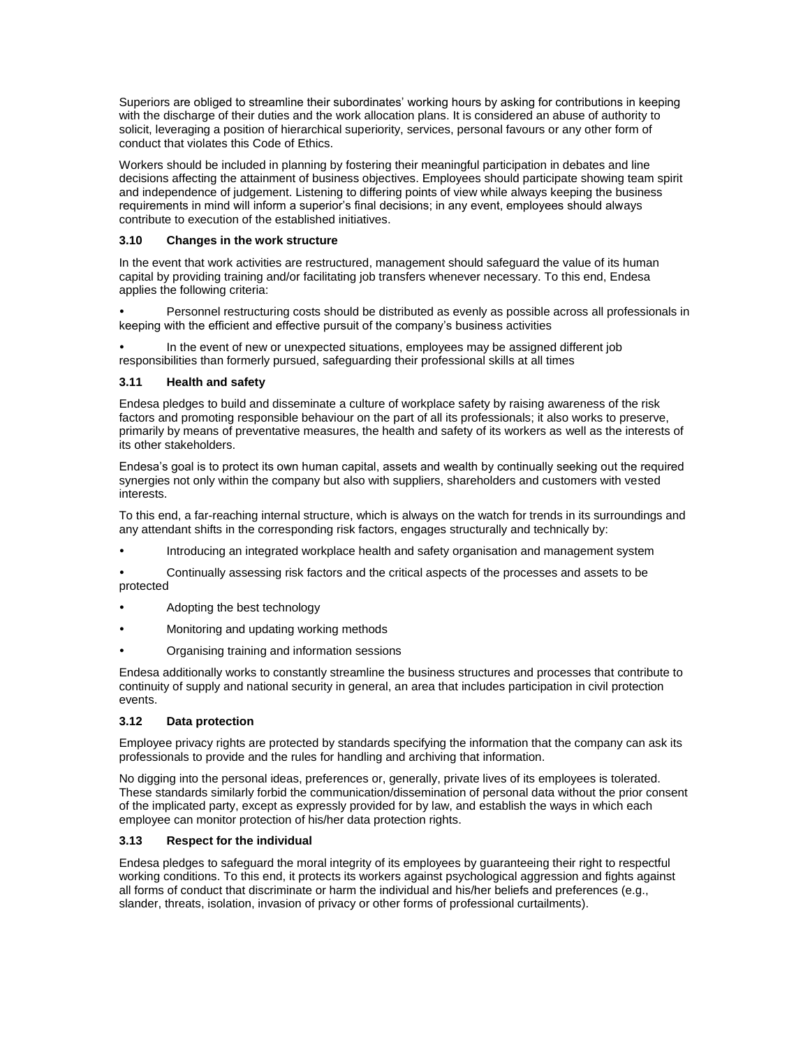Superiors are obliged to streamline their subordinates' working hours by asking for contributions in keeping with the discharge of their duties and the work allocation plans. It is considered an abuse of authority to solicit, leveraging a position of hierarchical superiority, services, personal favours or any other form of conduct that violates this Code of Ethics.

Workers should be included in planning by fostering their meaningful participation in debates and line decisions affecting the attainment of business objectives. Employees should participate showing team spirit and independence of judgement. Listening to differing points of view while always keeping the business requirements in mind will inform a superior's final decisions; in any event, employees should always contribute to execution of the established initiatives.

### 3.10 Changes in the work structure

In the event that work activities are restructured, management should safeguard the value of its human capital by providing training and/or facilitating job transfers whenever necessary. To this end, Endesa applies the following criteria:

- Personnel restructuring costs should be distributed as evenly as possible across all professionals in keeping with the efficient and effective pursuit of the company's business activities
- In the event of new or unexpected situations, employees may be assigned different job responsibilities than formerly pursued, safeguarding their professional skills at all times

### 3.11 Health and safety

Endesa pledges to build and disseminate a culture of workplace safety by raising awareness of the risk factors and promoting responsible behaviour on the part of all its professionals; it also works to preserve, primarily by means of preventative measures, the health and safety of its workers as well as the interests of its other stakeholders.

Endesa's goal is to protect its own human capital, assets and wealth by continually seeking out the required synergies not only within the company but also with suppliers, shareholders and customers with vested interests.

To this end, a far-reaching internal structure, which is always on the watch for trends in its surroundings and any attendant shifts in the corresponding risk factors, engages structurally and technically by:

- Introducing an integrated workplace health and safety organisation and management system
- Continually assessing risk factors and the critical aspects of the processes and assets to be protected
- Adopting the best technology
- Monitoring and updating working methods
- Organising training and information sessions

Endesa additionally works to constantly streamline the business structures and processes that contribute to continuity of supply and national security in general, an area that includes participation in civil protection events.

### 3.12 Data protection

Employee privacy rights are protected by standards specifying the information that the company can ask its professionals to provide and the rules for handling and archiving that information.

No digging into the personal ideas, preferences or, generally, private lives of its employees is tolerated. These standards similarly forbid the communication/dissemination of personal data without the prior consent of the implicated party, except as expressly provided for by law, and establish the ways in which each employee can monitor protection of his/her data protection rights.

### 3.13 Respect for the individual

Endesa pledges to safeguard the moral integrity of its employees by guaranteeing their right to respectful working conditions. To this end, it protects its workers against psychological aggression and fights against all forms of conduct that discriminate or harm the individual and his/her beliefs and preferences (e.g., slander, threats, isolation, invasion of privacy or other forms of professional curtailments).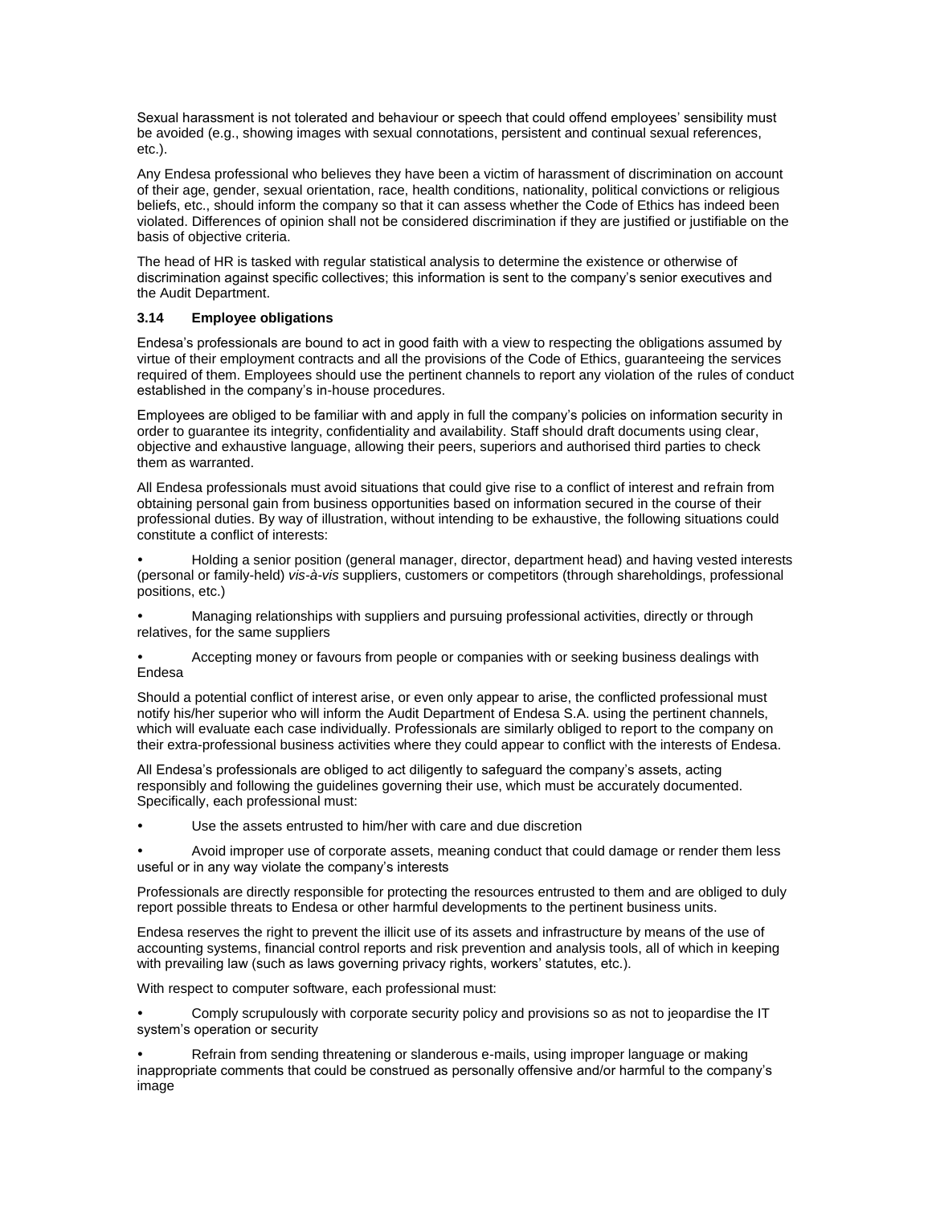Sexual harassment is not tolerated and behaviour or speech that could offend employees' sensibility must be avoided (e.g., showing images with sexual connotations, persistent and continual sexual references, etc.).

Any Endesa professional who believes they have been a victim of harassment of discrimination on account of their age, gender, sexual orientation, race, health conditions, nationality, political convictions or religious beliefs, etc., should inform the company so that it can assess whether the Code of Ethics has indeed been violated. Differences of opinion shall not be considered discrimination if they are justified or justifiable on the basis of objective criteria.

The head of HR is tasked with regular statistical analysis to determine the existence or otherwise of discrimination against specific collectives; this information is sent to the company's senior executives and the Audit Department.

### 3.14 Employee obligations

Endesa's professionals are bound to act in good faith with a view to respecting the obligations assumed by virtue of their employment contracts and all the provisions of the Code of Ethics, guaranteeing the services required of them. Employees should use the pertinent channels to report any violation of the rules of conduct established in the company's in-house procedures.

Employees are obliged to be familiar with and apply in full the company's policies on information security in order to guarantee its integrity, confidentiality and availability. Staff should draft documents using clear, objective and exhaustive language, allowing their peers, superiors and authorised third parties to check them as warranted.

All Endesa professionals must avoid situations that could give rise to a conflict of interest and refrain from obtaining personal gain from business opportunities based on information secured in the course of their professional duties. By way of illustration, without intending to be exhaustive, the following situations could constitute a conflict of interests:

- Holding a senior position (general manager, director, department head) and having vested interests (personal or family-held) *vis-à-vis* suppliers, customers or competitors (through shareholdings, professional positions, etc.)
- Managing relationships with suppliers and pursuing professional activities, directly or through relatives, for the same suppliers
- Accepting money or favours from people or companies with or seeking business dealings with Endesa

Should a potential conflict of interest arise, or even only appear to arise, the conflicted professional must notify his/her superior who will inform the Audit Department of Endesa S.A. using the pertinent channels, which will evaluate each case individually. Professionals are similarly obliged to report to the company on their extra-professional business activities where they could appear to conflict with the interests of Endesa.

All Endesa's professionals are obliged to act diligently to safeguard the company's assets, acting responsibly and following the guidelines governing their use, which must be accurately documented. Specifically, each professional must:

- Use the assets entrusted to him/her with care and due discretion
- Avoid improper use of corporate assets, meaning conduct that could damage or render them less useful or in any way violate the company's interests

Professionals are directly responsible for protecting the resources entrusted to them and are obliged to duly report possible threats to Endesa or other harmful developments to the pertinent business units.

Endesa reserves the right to prevent the illicit use of its assets and infrastructure by means of the use of accounting systems, financial control reports and risk prevention and analysis tools, all of which in keeping with prevailing law (such as laws governing privacy rights, workers' statutes, etc.).

With respect to computer software, each professional must:

- Comply scrupulously with corporate security policy and provisions so as not to jeopardise the IT system's operation or security
- Refrain from sending threatening or slanderous e-mails, using improper language or making inappropriate comments that could be construed as personally offensive and/or harmful to the company's image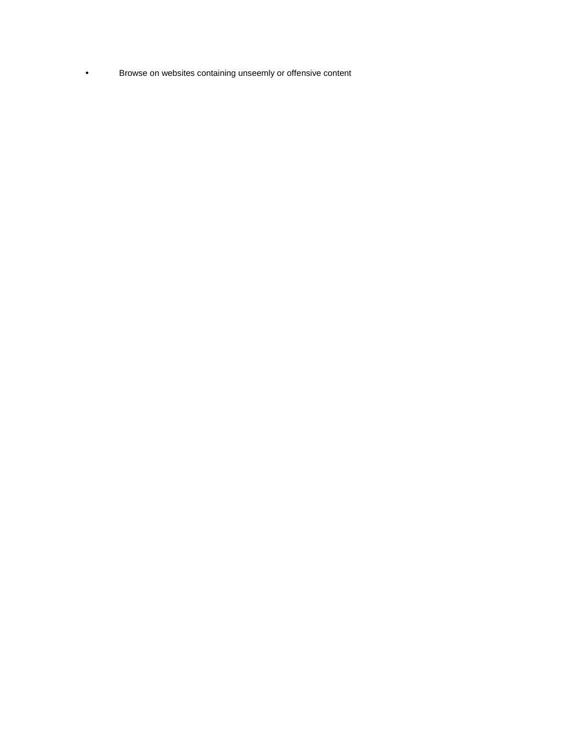- Browse on websites containing unseemly or offensive content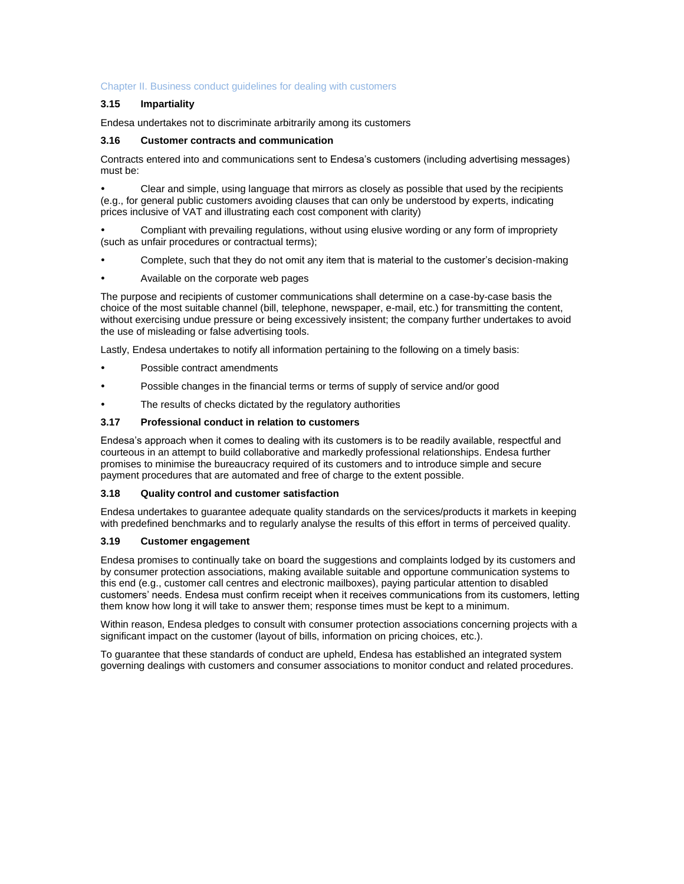Chapter II. Business conduct guidelines for dealing with customers

### 3.15 Impartiality

Endesa undertakes not to discriminate arbitrarily among its customers

### 3.16 Customer contracts and communication

Contracts entered into and communications sent to Endesa's customers (including advertising messages) must be:

- Clear and simple, using language that mirrors as closely as possible that used by the recipients (e.g., for general public customers avoiding clauses that can only be understood by experts, indicating prices inclusive of VAT and illustrating each cost component with clarity)
- Compliant with prevailing regulations, without using elusive wording or any form of impropriety (such as unfair procedures or contractual terms);
- Complete, such that they do not omit any item that is material to the customer's decision-making
- Available on the corporate web pages

The purpose and recipients of customer communications shall determine on a case-by-case basis the choice of the most suitable channel (bill, telephone, newspaper, e-mail, etc.) for transmitting the content, without exercising undue pressure or being excessively insistent; the company further undertakes to avoid the use of misleading or false advertising tools.

Lastly, Endesa undertakes to notify all information pertaining to the following on a timely basis:

- Possible contract amendments
- Possible changes in the financial terms or terms of supply of service and/or good
- The results of checks dictated by the regulatory authorities

### 3.17 Professional conduct in relation to customers

Endesa's approach when it comes to dealing with its customers is to be readily available, respectful and courteous in an attempt to build collaborative and markedly professional relationships. Endesa further promises to minimise the bureaucracy required of its customers and to introduce simple and secure payment procedures that are automated and free of charge to the extent possible.

### 3.18 Quality control and customer satisfaction

Endesa undertakes to guarantee adequate quality standards on the services/products it markets in keeping with predefined benchmarks and to regularly analyse the results of this effort in terms of perceived quality.

### 3.19 Customer engagement

Endesa promises to continually take on board the suggestions and complaints lodged by its customers and by consumer protection associations, making available suitable and opportune communication systems to this end (e.g., customer call centres and electronic mailboxes), paying particular attention to disabled customers' needs. Endesa must confirm receipt when it receives communications from its customers, letting them know how long it will take to answer them; response times must be kept to a minimum.

Within reason, Endesa pledges to consult with consumer protection associations concerning projects with a significant impact on the customer (layout of bills, information on pricing choices, etc.).

To guarantee that these standards of conduct are upheld, Endesa has established an integrated system governing dealings with customers and consumer associations to monitor conduct and related procedures.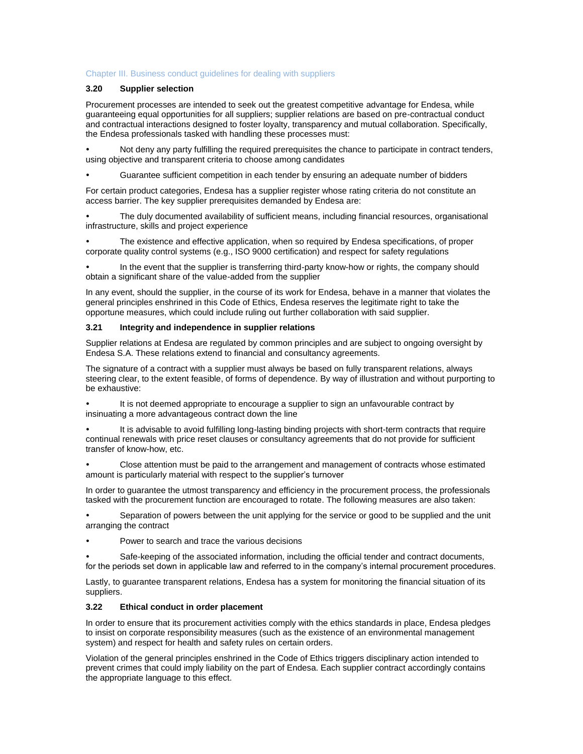## Chapter III. Business conduct guidelines for dealing with suppliers

### 3.20 Supplier selection

Procurement processes are intended to seek out the greatest competitive advantage for Endesa, while guaranteeing equal opportunities for all suppliers; supplier relations are based on pre-contractual conduct and contractual interactions designed to foster loyalty, transparency and mutual collaboration. Specifically, the Endesa professionals tasked with handling these processes must:

- Not deny any party fulfilling the required prerequisites the chance to participate in contract tenders, using objective and transparent criteria to choose among candidates
- Guarantee sufficient competition in each tender by ensuring an adequate number of bidders

For certain product categories, Endesa has a supplier register whose rating criteria do not constitute an access barrier. The key supplier prerequisites demanded by Endesa are:

- The duly documented availability of sufficient means, including financial resources, organisational infrastructure, skills and project experience
- The existence and effective application, when so required by Endesa specifications, of proper corporate quality control systems (e.g., ISO 9000 certification) and respect for safety regulations
- In the event that the supplier is transferring third-party know-how or rights, the company should obtain a significant share of the value-added from the supplier

In any event, should the supplier, in the course of its work for Endesa, behave in a manner that violates the general principles enshrined in this Code of Ethics, Endesa reserves the legitimate right to take the opportune measures, which could include ruling out further collaboration with said supplier.

### 3.21 Integrity and independence in supplier relations

Supplier relations at Endesa are regulated by common principles and are subject to ongoing oversight by Endesa S.A. These relations extend to financial and consultancy agreements.

The signature of a contract with a supplier must always be based on fully transparent relations, always steering clear, to the extent feasible, of forms of dependence. By way of illustration and without purporting to be exhaustive:

- It is not deemed appropriate to encourage a supplier to sign an unfavourable contract by insinuating a more advantageous contract down the line
- It is advisable to avoid fulfilling long-lasting binding projects with short-term contracts that require continual renewals with price reset clauses or consultancy agreements that do not provide for sufficient transfer of know-how, etc.
- Close attention must be paid to the arrangement and management of contracts whose estimated amount is particularly material with respect to the supplier's turnover

In order to guarantee the utmost transparency and efficiency in the procurement process, the professionals tasked with the procurement function are encouraged to rotate. The following measures are also taken:

- Separation of powers between the unit applying for the service or good to be supplied and the unit arranging the contract
- Power to search and trace the various decisions
- Safe-keeping of the associated information, including the official tender and contract documents, for the periods set down in applicable law and referred to in the company's internal procurement procedures.

Lastly, to guarantee transparent relations, Endesa has a system for monitoring the financial situation of its suppliers.

### 3.22 Ethical conduct in order placement

In order to ensure that its procurement activities comply with the ethics standards in place, Endesa pledges to insist on corporate responsibility measures (such as the existence of an environmental management system) and respect for health and safety rules on certain orders.

Violation of the general principles enshrined in the Code of Ethics triggers disciplinary action intended to prevent crimes that could imply liability on the part of Endesa. Each supplier contract accordingly contains the appropriate language to this effect.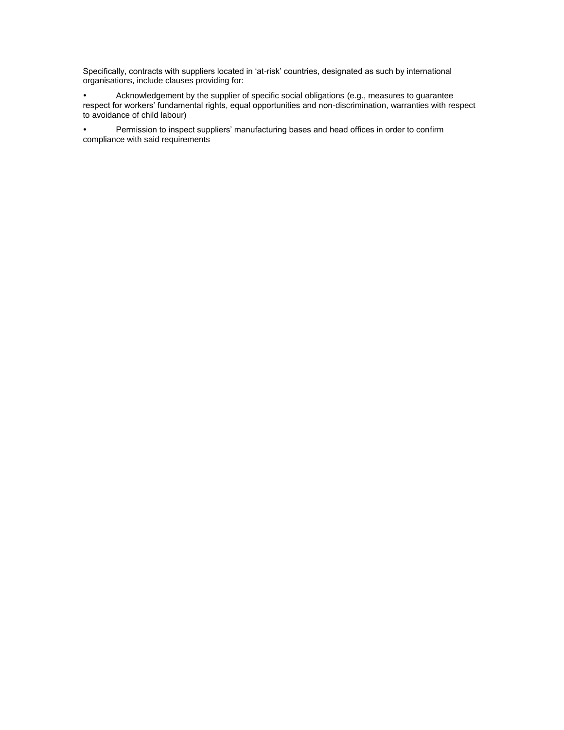Specifically, contracts with suppliers located in 'at-risk' countries, designated as such by international organisations, include clauses providing for:

- Acknowledgement by the supplier of specific social obligations (e.g., measures to guarantee respect for workers' fundamental rights, equal opportunities and non-discrimination, warranties with respect to avoidance of child labour)
- Permission to inspect suppliers' manufacturing bases and head offices in order to confirm compliance with said requirements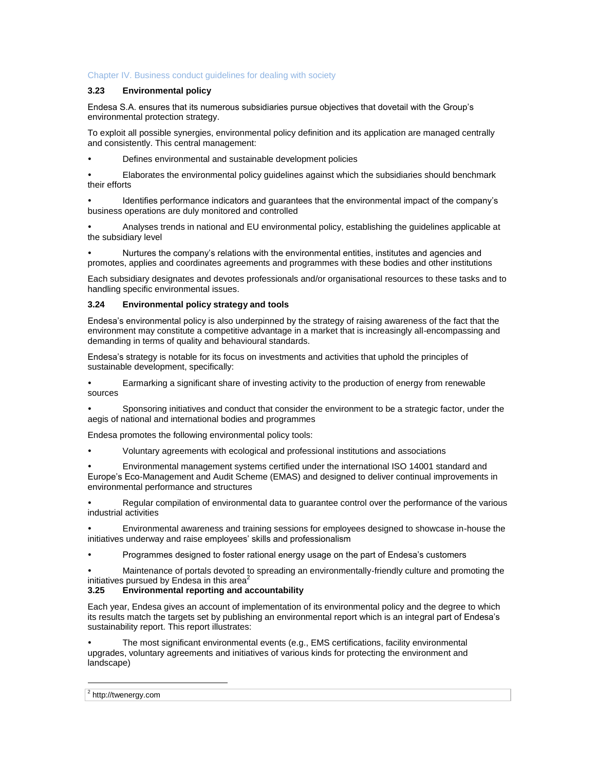Chapter IV. Business conduct guidelines for dealing with society

### 3.23 Environmental policy

Endesa S.A. ensures that its numerous subsidiaries pursue objectives that dovetail with the Group's environmental protection strategy.

To exploit all possible synergies, environmental policy definition and its application are managed centrally and consistently. This central management:

- Defines environmental and sustainable development policies
- Elaborates the environmental policy guidelines against which the subsidiaries should benchmark their efforts
- Identifies performance indicators and guarantees that the environmental impact of the company's business operations are duly monitored and controlled
- Analyses trends in national and EU environmental policy, establishing the guidelines applicable at the subsidiary level
- Nurtures the company's relations with the environmental entities, institutes and agencies and promotes, applies and coordinates agreements and programmes with these bodies and other institutions

Each subsidiary designates and devotes professionals and/or organisational resources to these tasks and to handling specific environmental issues.

### 3.24 Environmental policy strategy and tools

Endesa's environmental policy is also underpinned by the strategy of raising awareness of the fact that the environment may constitute a competitive advantage in a market that is increasingly all-encompassing and demanding in terms of quality and behavioural standards.

Endesa's strategy is notable for its focus on investments and activities that uphold the principles of sustainable development, specifically:

- Earmarking a significant share of investing activity to the production of energy from renewable sources
- Sponsoring initiatives and conduct that consider the environment to be a strategic factor, under the aegis of national and international bodies and programmes

Endesa promotes the following environmental policy tools:

- Voluntary agreements with ecological and professional institutions and associations
- Environmental management systems certified under the international ISO 14001 standard and Europe's Eco-Management and Audit Scheme (EMAS) and designed to deliver continual improvements in environmental performance and structures
- Regular compilation of environmental data to guarantee control over the performance of the various industrial activities
- Environmental awareness and training sessions for employees designed to showcase in-house the initiatives underway and raise employees' skills and professionalism
- Programmes designed to foster rational energy usage on the part of Endesa's customers
- Maintenance of portals devoted to spreading an environmentally-friendly culture and promoting the initiatives pursued by Endesa in this area[2]

### 3.25 Environmental reporting and accountability

Each year, Endesa gives an account of implementation of its environmental policy and the degree to which its results match the targets set by publishing an environmental report which is an integral part of Endesa's sustainability report. This report illustrates:

- The most significant environmental events (e.g., EMS certifications, facility environmental upgrades, voluntary agreements and initiatives of various kinds for protecting the environment and landscape)

[2] http://twenergy.com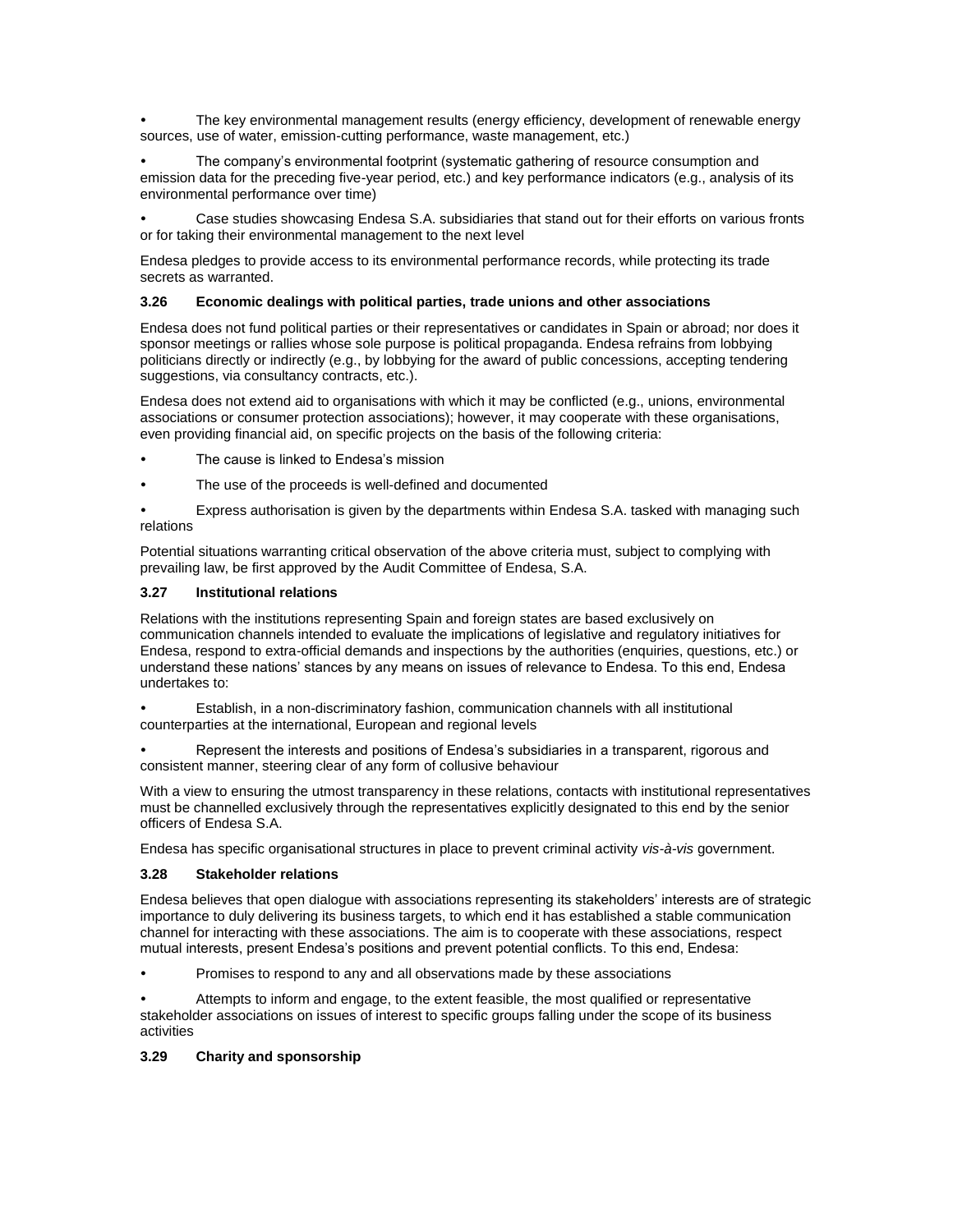- The key environmental management results (energy efficiency, development of renewable energy sources, use of water, emission-cutting performance, waste management, etc.)
- The company's environmental footprint (systematic gathering of resource consumption and emission data for the preceding five-year period, etc.) and key performance indicators (e.g., analysis of its environmental performance over time)
- Case studies showcasing Endesa S.A. subsidiaries that stand out for their efforts on various fronts or for taking their environmental management to the next level

Endesa pledges to provide access to its environmental performance records, while protecting its trade secrets as warranted.

### 3.26 Economic dealings with political parties, trade unions and other associations

Endesa does not fund political parties or their representatives or candidates in Spain or abroad; nor does it sponsor meetings or rallies whose sole purpose is political propaganda. Endesa refrains from lobbying politicians directly or indirectly (e.g., by lobbying for the award of public concessions, accepting tendering suggestions, via consultancy contracts, etc.).

Endesa does not extend aid to organisations with which it may be conflicted (e.g., unions, environmental associations or consumer protection associations); however, it may cooperate with these organisations, even providing financial aid, on specific projects on the basis of the following criteria:

- The cause is linked to Endesa's mission
- The use of the proceeds is well-defined and documented
- Express authorisation is given by the departments within Endesa S.A. tasked with managing such relations

Potential situations warranting critical observation of the above criteria must, subject to complying with prevailing law, be first approved by the Audit Committee of Endesa, S.A.

### 3.27 Institutional relations

Relations with the institutions representing Spain and foreign states are based exclusively on communication channels intended to evaluate the implications of legislative and regulatory initiatives for Endesa, respond to extra-official demands and inspections by the authorities (enquiries, questions, etc.) or understand these nations' stances by any means on issues of relevance to Endesa. To this end, Endesa undertakes to:

- Establish, in a non-discriminatory fashion, communication channels with all institutional counterparties at the international, European and regional levels
- Represent the interests and positions of Endesa's subsidiaries in a transparent, rigorous and consistent manner, steering clear of any form of collusive behaviour

With a view to ensuring the utmost transparency in these relations, contacts with institutional representatives must be channelled exclusively through the representatives explicitly designated to this end by the senior officers of Endesa S.A.

Endesa has specific organisational structures in place to prevent criminal activity *vis-à-vis* government.

### 3.28 Stakeholder relations

Endesa believes that open dialogue with associations representing its stakeholders' interests are of strategic importance to duly delivering its business targets, to which end it has established a stable communication channel for interacting with these associations. The aim is to cooperate with these associations, respect mutual interests, present Endesa's positions and prevent potential conflicts. To this end, Endesa:

- Promises to respond to any and all observations made by these associations
- Attempts to inform and engage, to the extent feasible, the most qualified or representative stakeholder associations on issues of interest to specific groups falling under the scope of its business activities

### 3.29 Charity and sponsorship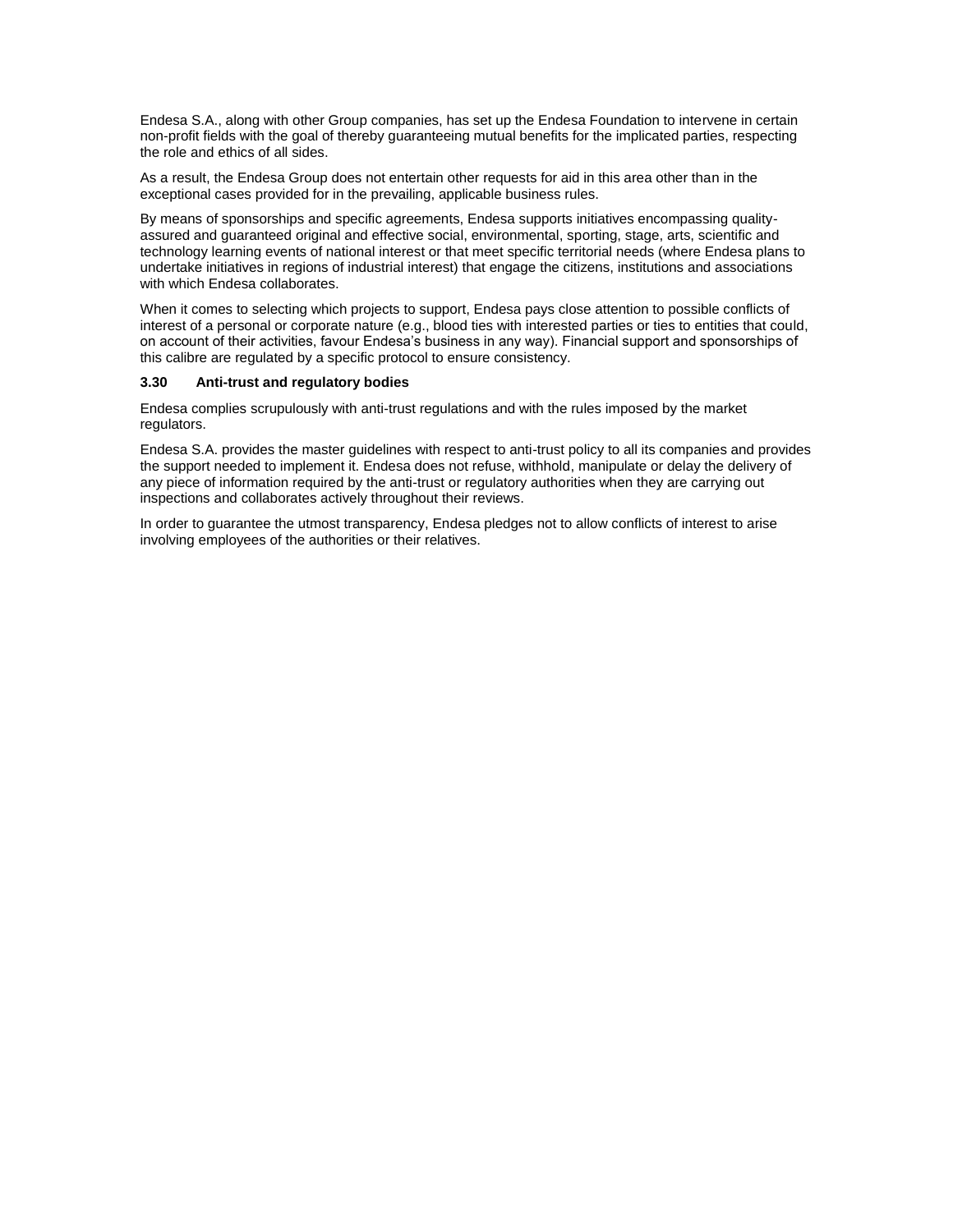Endesa S.A., along with other Group companies, has set up the Endesa Foundation to intervene in certain non-profit fields with the goal of thereby guaranteeing mutual benefits for the implicated parties, respecting the role and ethics of all sides.

As a result, the Endesa Group does not entertain other requests for aid in this area other than in the exceptional cases provided for in the prevailing, applicable business rules.

By means of sponsorships and specific agreements, Endesa supports initiatives encompassing quality-assured and guaranteed original and effective social, environmental, sporting, stage, arts, scientific and technology learning events of national interest or that meet specific territorial needs (where Endesa plans to undertake initiatives in regions of industrial interest) that engage the citizens, institutions and associations with which Endesa collaborates.

When it comes to selecting which projects to support, Endesa pays close attention to possible conflicts of interest of a personal or corporate nature (e.g., blood ties with interested parties or ties to entities that could, on account of their activities, favour Endesa's business in any way). Financial support and sponsorships of this calibre are regulated by a specific protocol to ensure consistency.

### 3.30 Anti-trust and regulatory bodies

Endesa complies scrupulously with anti-trust regulations and with the rules imposed by the market regulators.

Endesa S.A. provides the master guidelines with respect to anti-trust policy to all its companies and provides the support needed to implement it. Endesa does not refuse, withhold, manipulate or delay the delivery of any piece of information required by the anti-trust or regulatory authorities when they are carrying out inspections and collaborates actively throughout their reviews.

In order to guarantee the utmost transparency, Endesa pledges not to allow conflicts of interest to arise involving employees of the authorities or their relatives.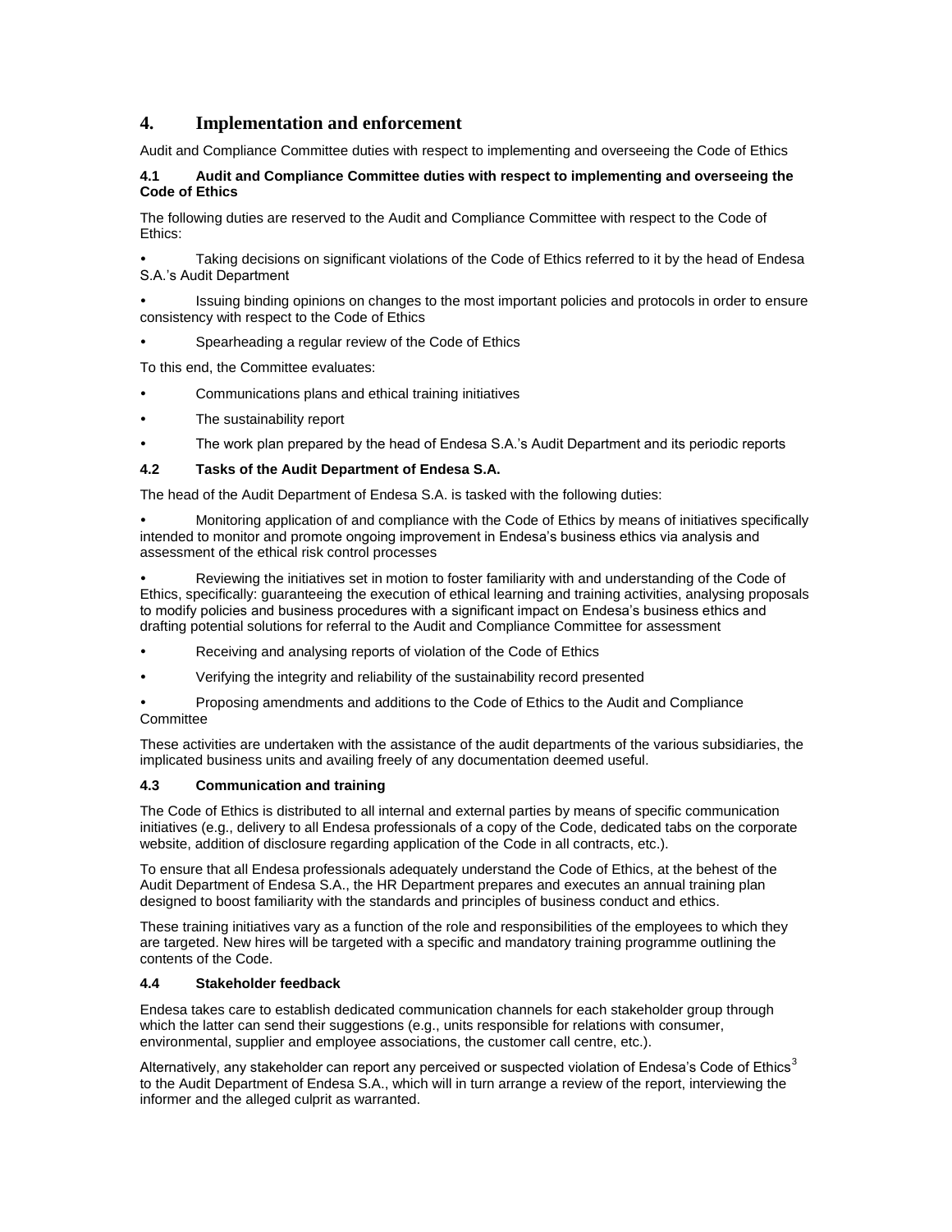## 4. Implementation and enforcement

Audit and Compliance Committee duties with respect to implementing and overseeing the Code of Ethics

### 4.1 Audit and Compliance Committee duties with respect to implementing and overseeing the Code of Ethics

The following duties are reserved to the Audit and Compliance Committee with respect to the Code of Ethics:

- Taking decisions on significant violations of the Code of Ethics referred to it by the head of Endesa S.A.'s Audit Department
- Issuing binding opinions on changes to the most important policies and protocols in order to ensure consistency with respect to the Code of Ethics
- Spearheading a regular review of the Code of Ethics

To this end, the Committee evaluates:

- Communications plans and ethical training initiatives
- The sustainability report
- The work plan prepared by the head of Endesa S.A.'s Audit Department and its periodic reports

### 4.2 Tasks of the Audit Department of Endesa S.A.

The head of the Audit Department of Endesa S.A. is tasked with the following duties:

- Monitoring application of and compliance with the Code of Ethics by means of initiatives specifically intended to monitor and promote ongoing improvement in Endesa's business ethics via analysis and assessment of the ethical risk control processes
- Reviewing the initiatives set in motion to foster familiarity with and understanding of the Code of Ethics, specifically: guaranteeing the execution of ethical learning and training activities, analysing proposals to modify policies and business procedures with a significant impact on Endesa's business ethics and drafting potential solutions for referral to the Audit and Compliance Committee for assessment
- Receiving and analysing reports of violation of the Code of Ethics
- Verifying the integrity and reliability of the sustainability record presented
- Proposing amendments and additions to the Code of Ethics to the Audit and Compliance Committee

These activities are undertaken with the assistance of the audit departments of the various subsidiaries, the implicated business units and availing freely of any documentation deemed useful.

### 4.3 Communication and training

The Code of Ethics is distributed to all internal and external parties by means of specific communication initiatives (e.g., delivery to all Endesa professionals of a copy of the Code, dedicated tabs on the corporate website, addition of disclosure regarding application of the Code in all contracts, etc.).

To ensure that all Endesa professionals adequately understand the Code of Ethics, at the behest of the Audit Department of Endesa S.A., the HR Department prepares and executes an annual training plan designed to boost familiarity with the standards and principles of business conduct and ethics.

These training initiatives vary as a function of the role and responsibilities of the employees to which they are targeted. New hires will be targeted with a specific and mandatory training programme outlining the contents of the Code.

### 4.4 Stakeholder feedback

Endesa takes care to establish dedicated communication channels for each stakeholder group through which the latter can send their suggestions (e.g., units responsible for relations with consumer, environmental, supplier and employee associations, the customer call centre, etc.).

Alternatively, any stakeholder can report any perceived or suspected violation of Endesa's Code of Ethics[3] to the Audit Department of Endesa S.A., which will in turn arrange a review of the report, interviewing the informer and the alleged culprit as warranted.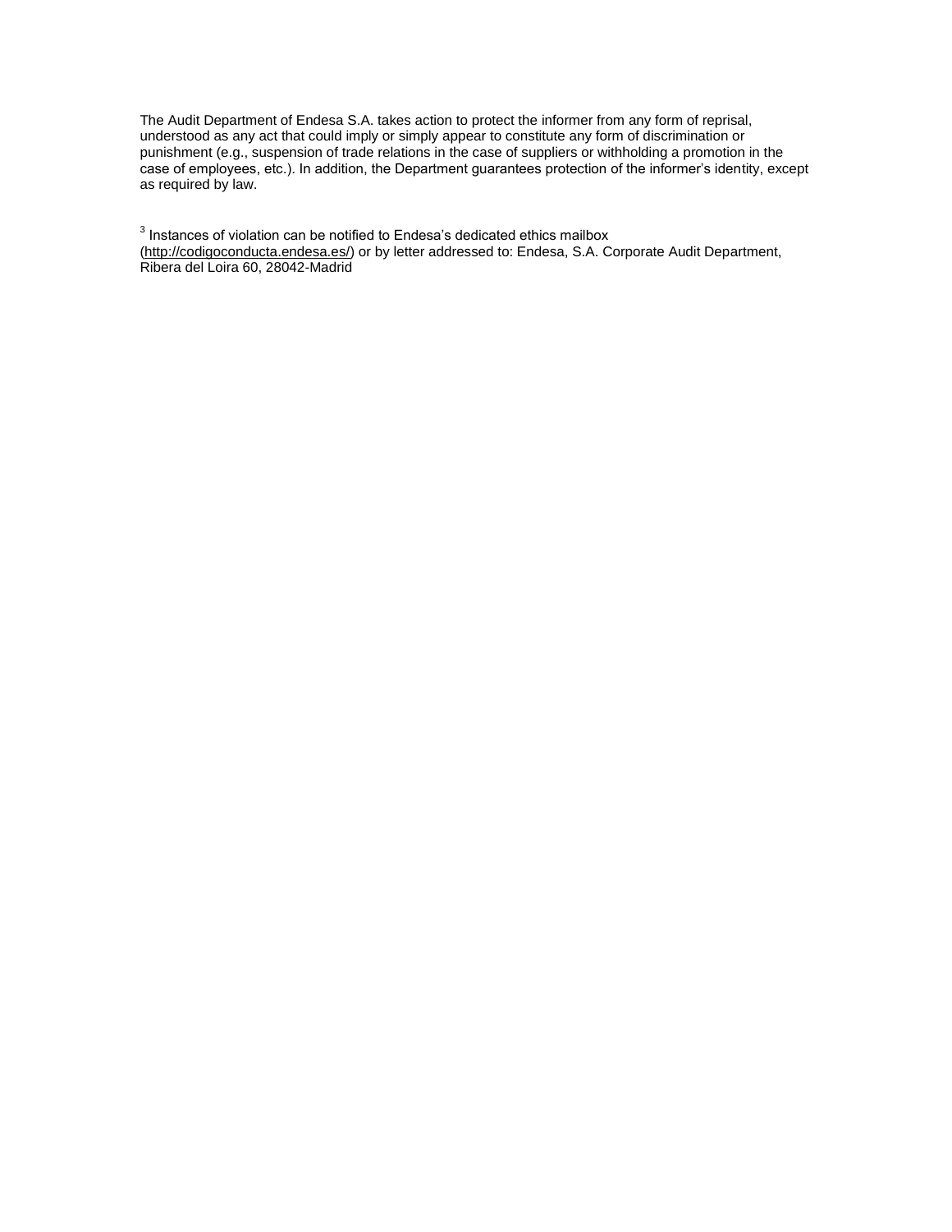The Audit Department of Endesa S.A. takes action to protect the informer from any form of reprisal, understood as any act that could imply or simply appear to constitute any form of discrimination or punishment (e.g., suspension of trade relations in the case of suppliers or withholding a promotion in the case of employees, etc.). In addition, the Department guarantees protection of the informer's identity, except as required by law.

[3] Instances of violation can be notified to Endesa's dedicated ethics mailbox (http://codigoconducta.endesa.es/) or by letter addressed to: Endesa, S.A. Corporate Audit Department, Ribera del Loira 60, 28042-Madrid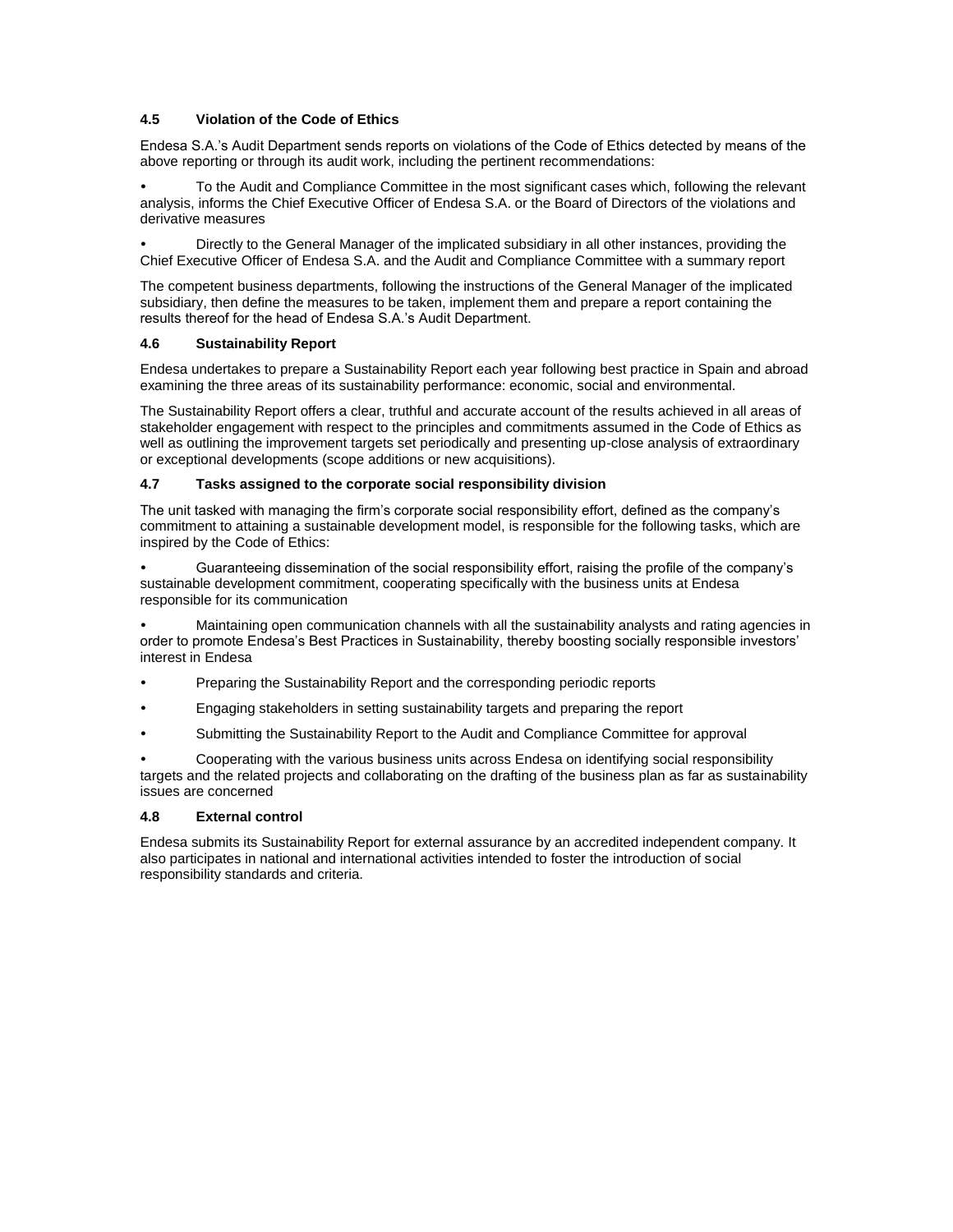### 4.5 Violation of the Code of Ethics

Endesa S.A.'s Audit Department sends reports on violations of the Code of Ethics detected by means of the above reporting or through its audit work, including the pertinent recommendations:

- To the Audit and Compliance Committee in the most significant cases which, following the relevant analysis, informs the Chief Executive Officer of Endesa S.A. or the Board of Directors of the violations and derivative measures
- Directly to the General Manager of the implicated subsidiary in all other instances, providing the Chief Executive Officer of Endesa S.A. and the Audit and Compliance Committee with a summary report

The competent business departments, following the instructions of the General Manager of the implicated subsidiary, then define the measures to be taken, implement them and prepare a report containing the results thereof for the head of Endesa S.A.'s Audit Department.

### 4.6 Sustainability Report

Endesa undertakes to prepare a Sustainability Report each year following best practice in Spain and abroad examining the three areas of its sustainability performance: economic, social and environmental.

The Sustainability Report offers a clear, truthful and accurate account of the results achieved in all areas of stakeholder engagement with respect to the principles and commitments assumed in the Code of Ethics as well as outlining the improvement targets set periodically and presenting up-close analysis of extraordinary or exceptional developments (scope additions or new acquisitions).

### 4.7 Tasks assigned to the corporate social responsibility division

The unit tasked with managing the firm's corporate social responsibility effort, defined as the company's commitment to attaining a sustainable development model, is responsible for the following tasks, which are inspired by the Code of Ethics:

- Guaranteeing dissemination of the social responsibility effort, raising the profile of the company's sustainable development commitment, cooperating specifically with the business units at Endesa responsible for its communication
- Maintaining open communication channels with all the sustainability analysts and rating agencies in order to promote Endesa's Best Practices in Sustainability, thereby boosting socially responsible investors' interest in Endesa
- Preparing the Sustainability Report and the corresponding periodic reports
- Engaging stakeholders in setting sustainability targets and preparing the report
- Submitting the Sustainability Report to the Audit and Compliance Committee for approval
- Cooperating with the various business units across Endesa on identifying social responsibility targets and the related projects and collaborating on the drafting of the business plan as far as sustainability issues are concerned

### 4.8 External control

Endesa submits its Sustainability Report for external assurance by an accredited independent company. It also participates in national and international activities intended to foster the introduction of social responsibility standards and criteria.